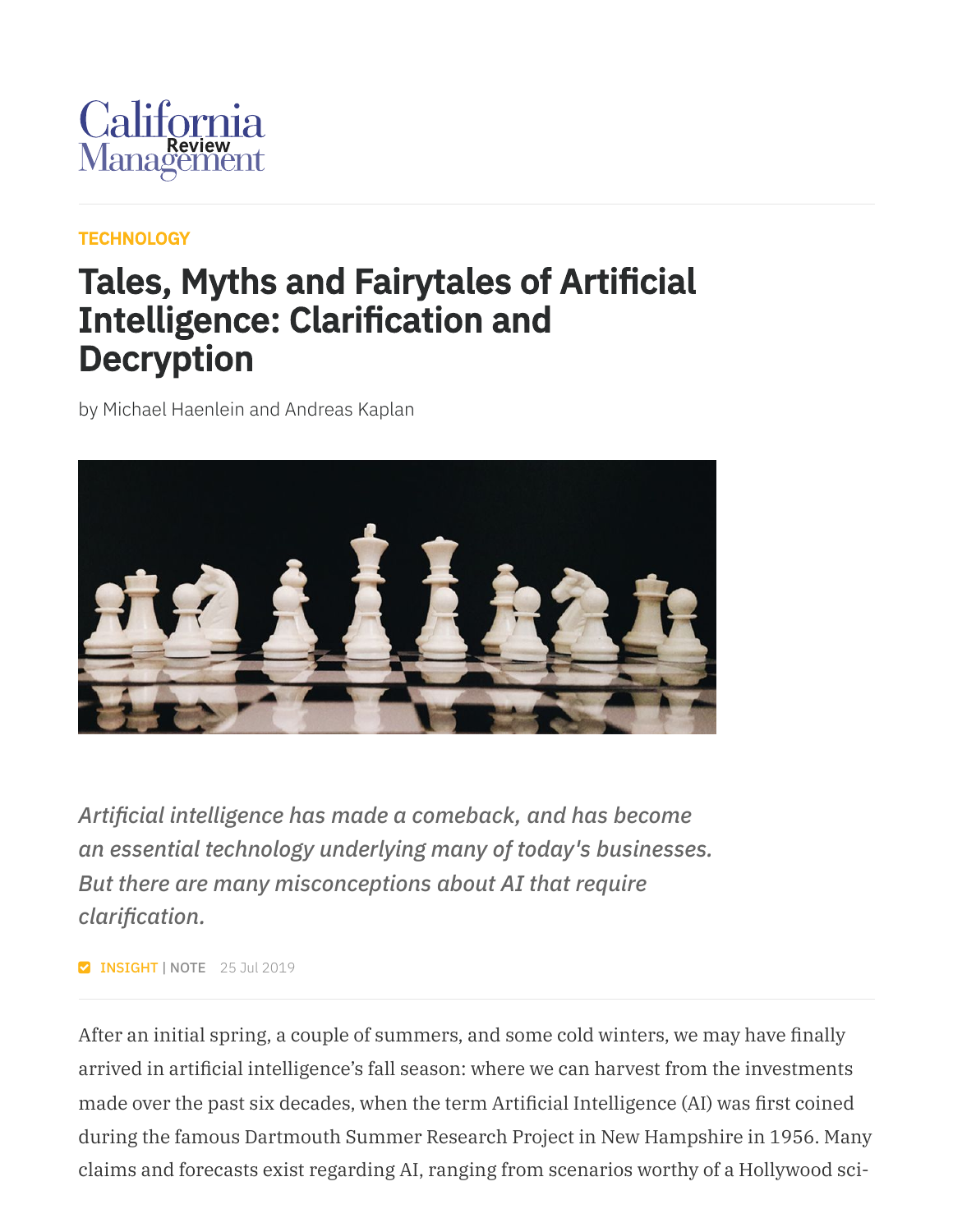California Management Review

TECHNOLOGY

# Tales, Myths and Fairytales of Artificial Intelligence: Clarification and Decryption

by Michael Haenlein and Andreas Kaplan

*Artificial intelligence has made a comeback, and has become an essential technology underlying many of today's businesses. But there are many misconceptions about AI that require clarification.*

INSIGHT | NOTE 25 Jul 2019

After an initial spring, a couple of summers, and some cold winters, we may have finally arrived in artificial intelligence's fall season: where we can harvest from the investments made over the past six decades, when the term Artificial Intelligence (AI) was first coined during the famous Dartmouth Summer Research Project in New Hampshire in 1956. Many claims and forecasts exist regarding AI, ranging from scenarios worthy of a Hollywood sci-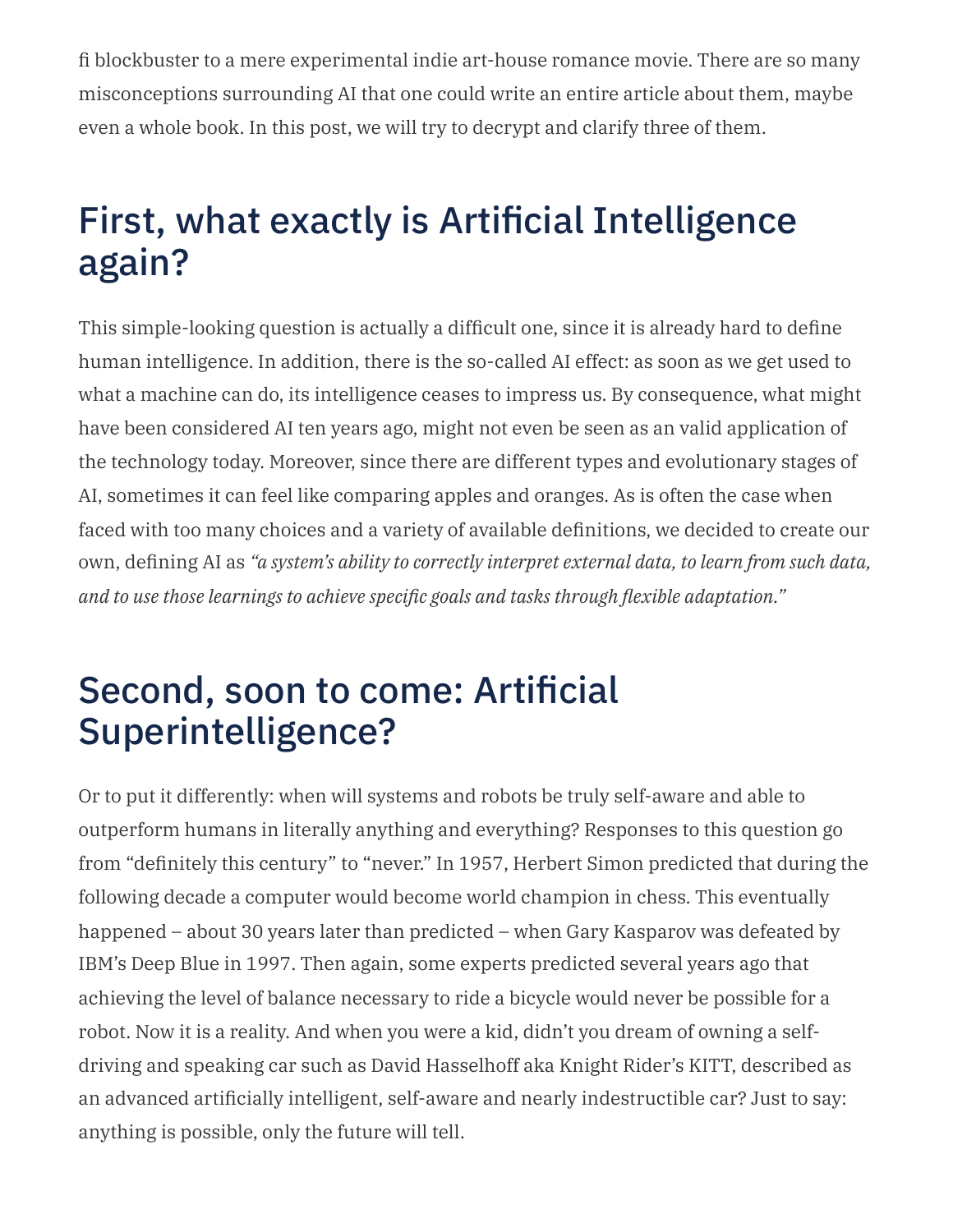fi blockbuster to a mere experimental indie art-house romance movie. There are so many misconceptions surrounding AI that one could write an entire article about them, maybe even a whole book. In this post, we will try to decrypt and clarify three of them.

## First, what exactly is Artificial Intelligence again?

This simple-looking question is actually a difficult one, since it is already hard to define human intelligence. In addition, there is the so-called AI effect: as soon as we get used to what a machine can do, its intelligence ceases to impress us. By consequence, what might have been considered AI ten years ago, might not even be seen as an valid application of the technology today. Moreover, since there are different types and evolutionary stages of AI, sometimes it can feel like comparing apples and oranges. As is often the case when faced with too many choices and a variety of available definitions, we decided to create our own, defining AI as *"a system's ability to correctly interpret external data, to learn from such data, and to use those learnings to achieve specific goals and tasks through flexible adaptation."*

## Second, soon to come: Artificial Superintelligence?

Or to put it differently: when will systems and robots be truly self-aware and able to outperform humans in literally anything and everything? Responses to this question go from "definitely this century" to "never." In 1957, Herbert Simon predicted that during the following decade a computer would become world champion in chess. This eventually happened – about 30 years later than predicted – when Gary Kasparov was defeated by IBM's Deep Blue in 1997. Then again, some experts predicted several years ago that achieving the level of balance necessary to ride a bicycle would never be possible for a robot. Now it is a reality. And when you were a kid, didn't you dream of owning a self-driving and speaking car such as David Hasselhoff aka Knight Rider's KITT, described as an advanced artificially intelligent, self-aware and nearly indestructible car? Just to say: anything is possible, only the future will tell.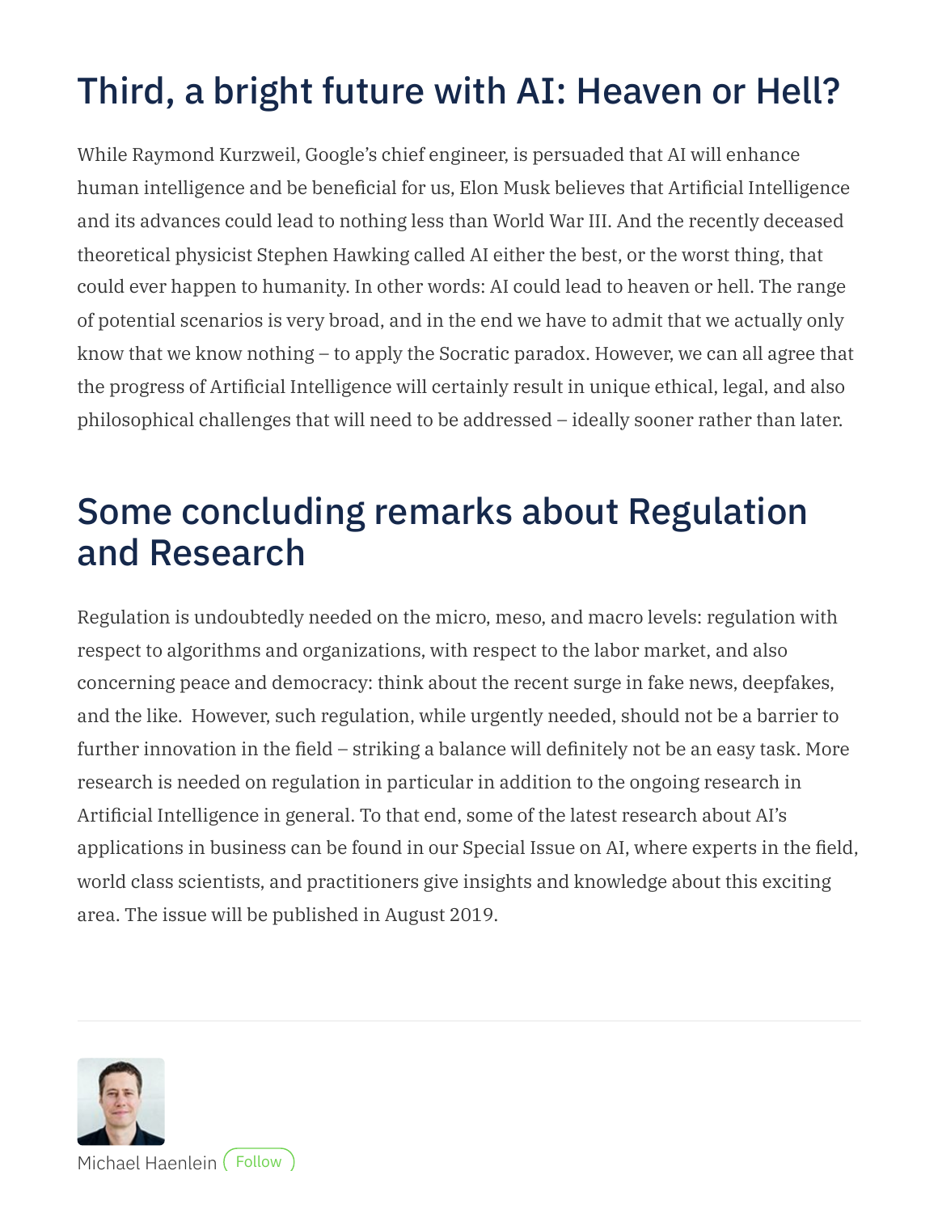## Third, a bright future with AI: Heaven or Hell?

While Raymond Kurzweil, Google's chief engineer, is persuaded that AI will enhance human intelligence and be beneficial for us, Elon Musk believes that Artificial Intelligence and its advances could lead to nothing less than World War III. And the recently deceased theoretical physicist Stephen Hawking called AI either the best, or the worst thing, that could ever happen to humanity. In other words: AI could lead to heaven or hell. The range of potential scenarios is very broad, and in the end we have to admit that we actually only know that we know nothing – to apply the Socratic paradox. However, we can all agree that the progress of Artificial Intelligence will certainly result in unique ethical, legal, and also philosophical challenges that will need to be addressed – ideally sooner rather than later.

## Some concluding remarks about Regulation and Research

Regulation is undoubtedly needed on the micro, meso, and macro levels: regulation with respect to algorithms and organizations, with respect to the labor market, and also concerning peace and democracy: think about the recent surge in fake news, deepfakes, and the like. However, such regulation, while urgently needed, should not be a barrier to further innovation in the field – striking a balance will definitely not be an easy task. More research is needed on regulation in particular in addition to the ongoing research in Artificial Intelligence in general. To that end, some of the latest research about AI's applications in business can be found in our Special Issue on AI, where experts in the field, world class scientists, and practitioners give insights and knowledge about this exciting area. The issue will be published in August 2019.

---

Michael Haenlein Follow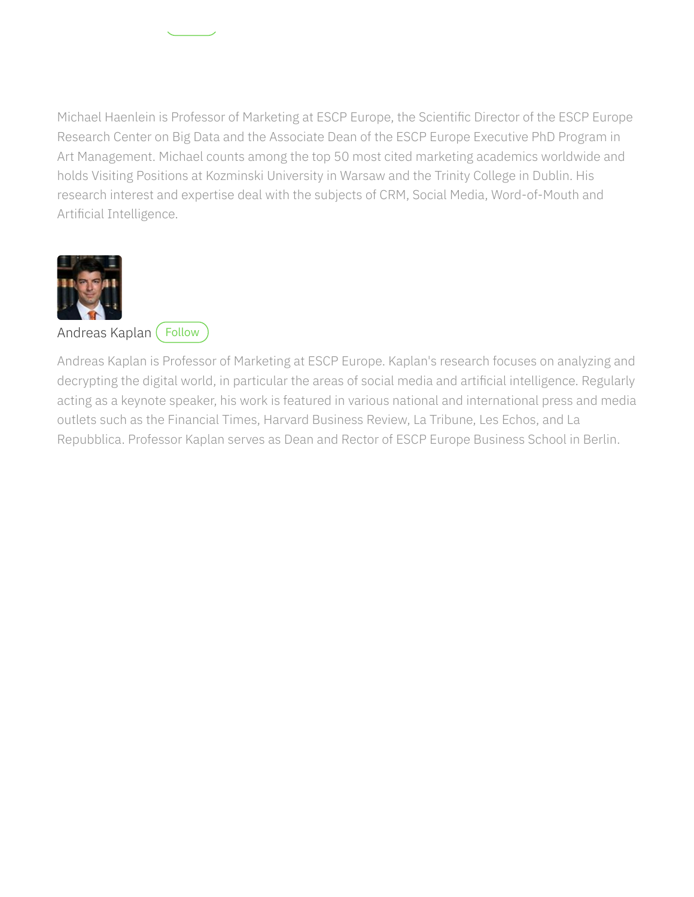Michael Haenlein is Professor of Marketing at ESCP Europe, the Scientific Director of the ESCP Europe Research Center on Big Data and the Associate Dean of the ESCP Europe Executive PhD Program in Art Management. Michael counts among the top 50 most cited marketing academics worldwide and holds Visiting Positions at Kozminski University in Warsaw and the Trinity College in Dublin. His research interest and expertise deal with the subjects of CRM, Social Media, Word-of-Mouth and Artificial Intelligence.

Andreas Kaplan Follow

Andreas Kaplan is Professor of Marketing at ESCP Europe. Kaplan's research focuses on analyzing and decrypting the digital world, in particular the areas of social media and artificial intelligence. Regularly acting as a keynote speaker, his work is featured in various national and international press and media outlets such as the Financial Times, Harvard Business Review, La Tribune, Les Echos, and La Repubblica. Professor Kaplan serves as Dean and Rector of ESCP Europe Business School in Berlin.